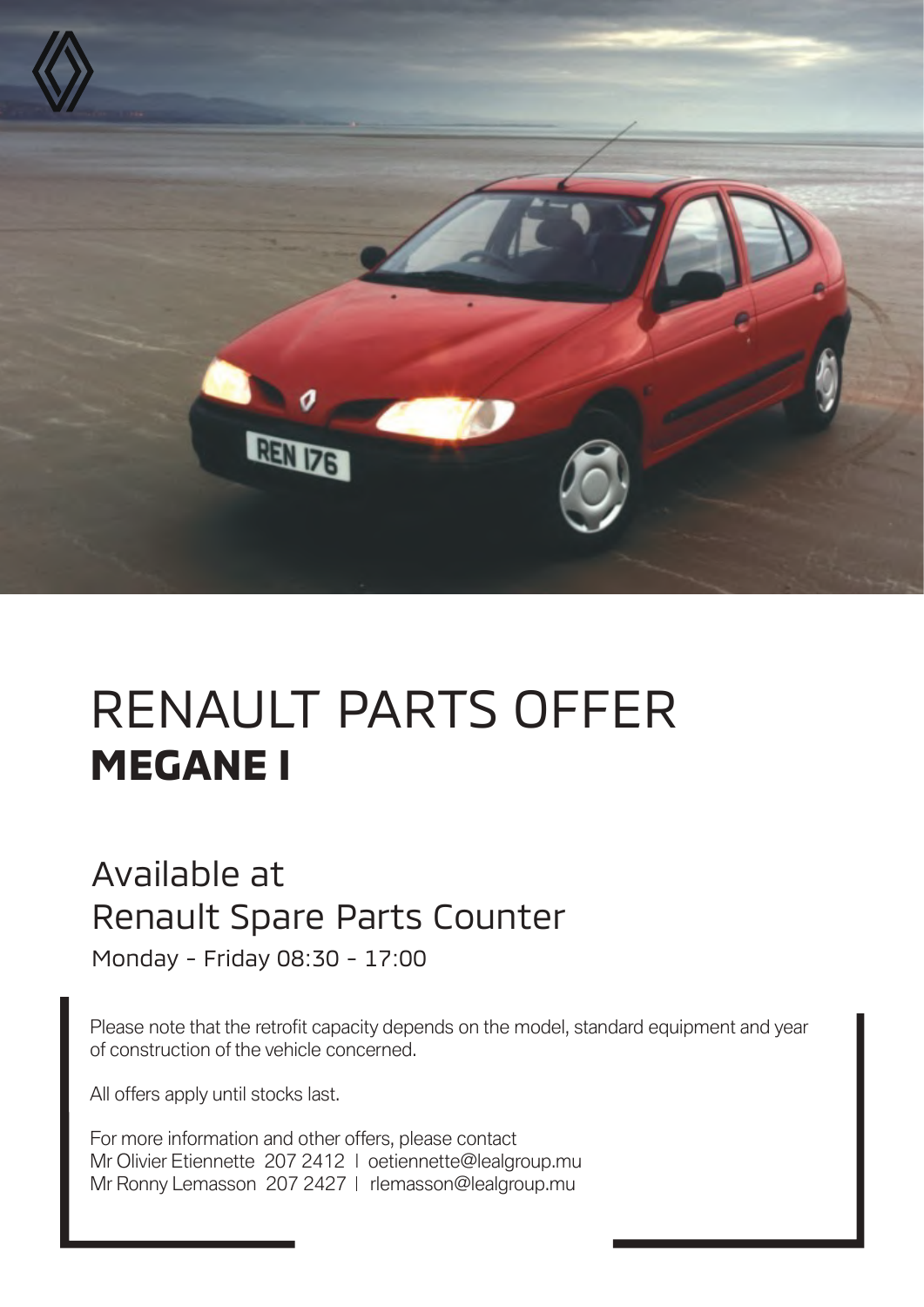# RENAULT PARTS OFFER
## MEGANE I

Available at
Renault Spare Parts Counter

Monday - Friday 08:30 - 17:00

Please note that the retrofit capacity depends on the model, standard equipment and year of construction of the vehicle concerned.

All offers apply until stocks last.

For more information and other offers, please contact
Mr Olivier Etiennette 207 2412 | oetiennette@lealgroup.mu
Mr Ronny Lemasson 207 2427 | rlemasson@lealgroup.mu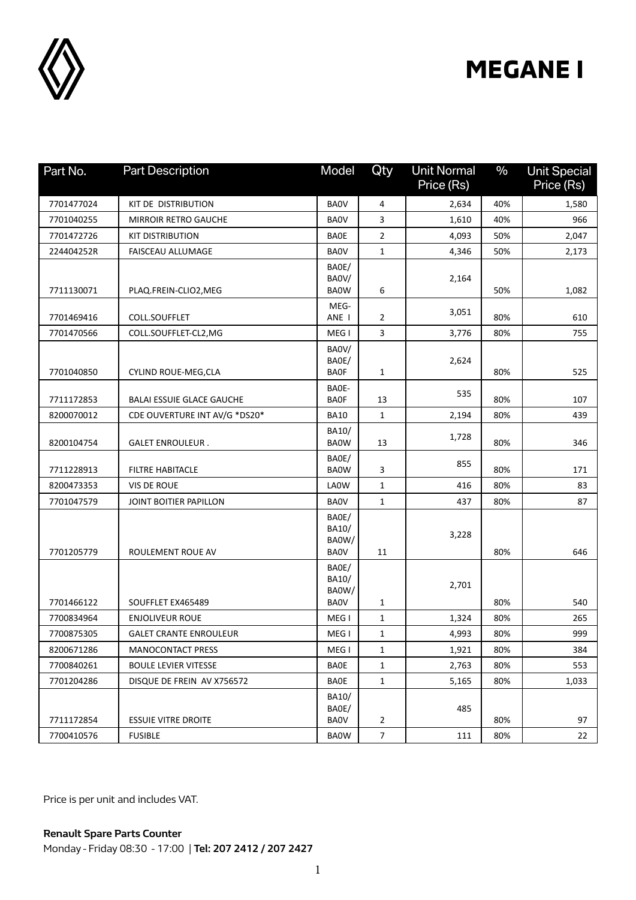# MEGANE I

| Part No. | Part Description | Model | Qty | Unit Normal Price (Rs) | % | Unit Special Price (Rs) |
|---|---|---|---|---|---|---|
| 7701477024 | KIT DE DISTRIBUTION | BA0V | 4 | 2,634 | 40% | 1,580 |
| 7701040255 | MIRROIR RETRO GAUCHE | BA0V | 3 | 1,610 | 40% | 966 |
| 7701472726 | KIT DISTRIBUTION | BA0E | 2 | 4,093 | 50% | 2,047 |
| 224404252R | FAISCEAU ALLUMAGE | BA0V | 1 | 4,346 | 50% | 2,173 |
| 7711130071 | PLAQ.FREIN-CLIO2,MEG | BA0E/ BA0V/ BA0W | 6 | 2,164 | 50% | 1,082 |
| 7701469416 | COLL.SOUFFLET | MEG-ANE I | 2 | 3,051 | 80% | 610 |
| 7701470566 | COLL.SOUFFLET-CL2,MG | MEG I | 3 | 3,776 | 80% | 755 |
| 7701040850 | CYLIND ROUE-MEG,CLA | BA0V/ BA0E/ BA0F | 1 | 2,624 | 80% | 525 |
| 7711172853 | BALAI ESSUIE GLACE GAUCHE | BA0E-BA0F | 13 | 535 | 80% | 107 |
| 8200070012 | CDE OUVERTURE INT AV/G *DS20* | BA10 | 1 | 2,194 | 80% | 439 |
| 8200104754 | GALET ENROULEUR . | BA10/ BA0W | 13 | 1,728 | 80% | 346 |
| 7711228913 | FILTRE HABITACLE | BA0E/ BA0W | 3 | 855 | 80% | 171 |
| 8200473353 | VIS DE ROUE | LA0W | 1 | 416 | 80% | 83 |
| 7701047579 | JOINT BOITIER PAPILLON | BA0V | 1 | 437 | 80% | 87 |
| 7701205779 | ROULEMENT ROUE AV | BA0E/ BA10/ BA0W/ BA0V | 11 | 3,228 | 80% | 646 |
| 7701466122 | SOUFFLET EX465489 | BA0E/ BA10/ BA0W/ BA0V | 1 | 2,701 | 80% | 540 |
| 7700834964 | ENJOLIVEUR ROUE | MEG I | 1 | 1,324 | 80% | 265 |
| 7700875305 | GALET CRANTE ENROULEUR | MEG I | 1 | 4,993 | 80% | 999 |
| 8200671286 | MANOCONTACT PRESS | MEG I | 1 | 1,921 | 80% | 384 |
| 7700840261 | BOULE LEVIER VITESSE | BA0E | 1 | 2,763 | 80% | 553 |
| 7701204286 | DISQUE DE FREIN AV X756572 | BA0E | 1 | 5,165 | 80% | 1,033 |
| 7711172854 | ESSUIE VITRE DROITE | BA10/ BA0E/ BA0V | 2 | 485 | 80% | 97 |
| 7700410576 | FUSIBLE | BA0W | 7 | 111 | 80% | 22 |

Price is per unit and includes VAT.

**Renault Spare Parts Counter**
Monday - Friday 08:30 - 17:00 | **Tel: 207 2412 / 207 2427**